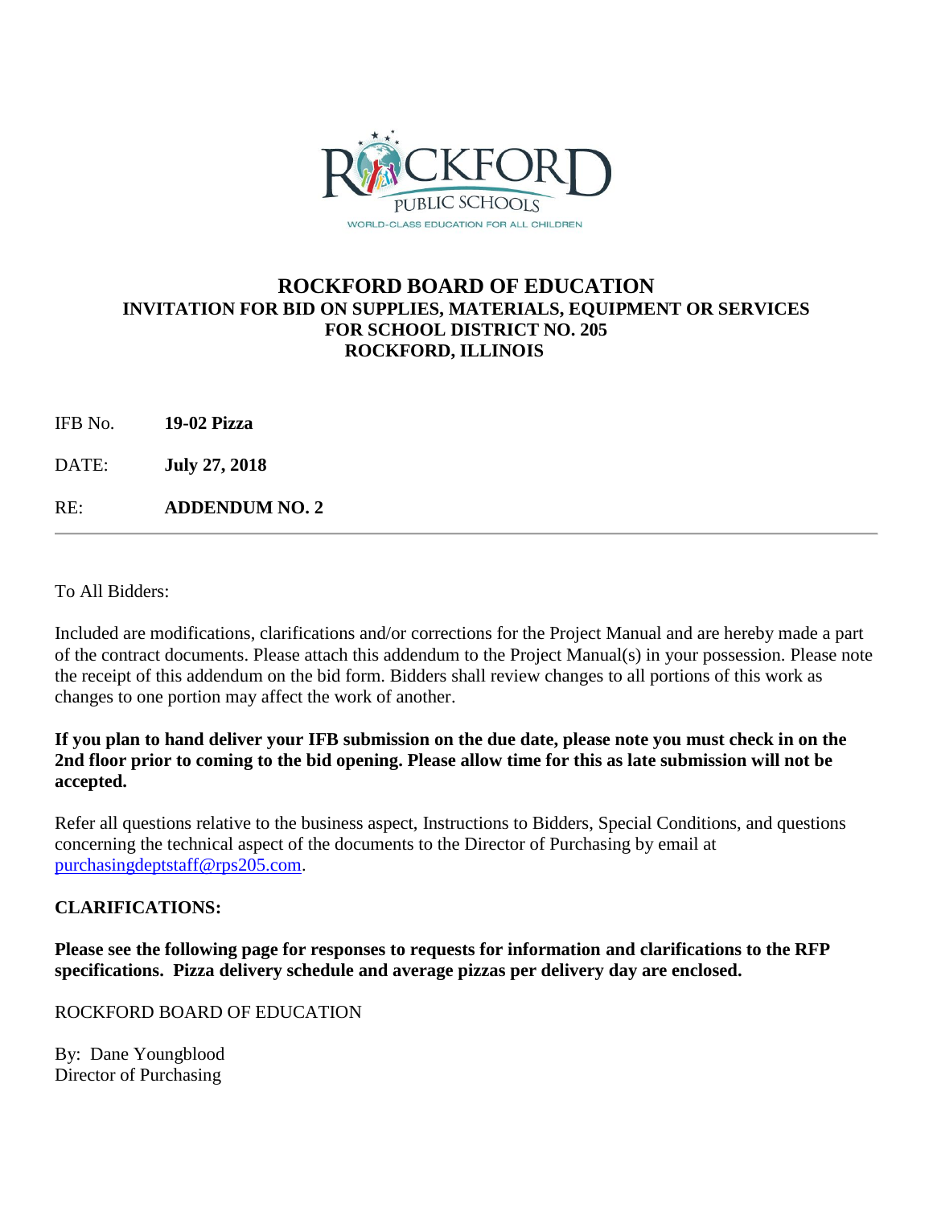# ROCKFORD BOARD OF EDUCATION

**INVITATION FOR BID ON SUPPLIES, MATERIALS, EQUIPMENT OR SERVICES FOR SCHOOL DISTRICT NO. 205 ROCKFORD, ILLINOIS**

IFB No. **19-02 Pizza**

DATE: **July 27, 2018**

RE: **ADDENDUM NO. 2**

---

To All Bidders:

Included are modifications, clarifications and/or corrections for the Project Manual and are hereby made a part of the contract documents. Please attach this addendum to the Project Manual(s) in your possession. Please note the receipt of this addendum on the bid form. Bidders shall review changes to all portions of this work as changes to one portion may affect the work of another.

**If you plan to hand deliver your IFB submission on the due date, please note you must check in on the 2nd floor prior to coming to the bid opening. Please allow time for this as late submission will not be accepted.**

Refer all questions relative to the business aspect, Instructions to Bidders, Special Conditions, and questions concerning the technical aspect of the documents to the Director of Purchasing by email at purchasingdeptstaff@rps205.com.

**CLARIFICATIONS:**

**Please see the following page for responses to requests for information and clarifications to the RFP specifications. Pizza delivery schedule and average pizzas per delivery day are enclosed.**

ROCKFORD BOARD OF EDUCATION

By: Dane Youngblood
Director of Purchasing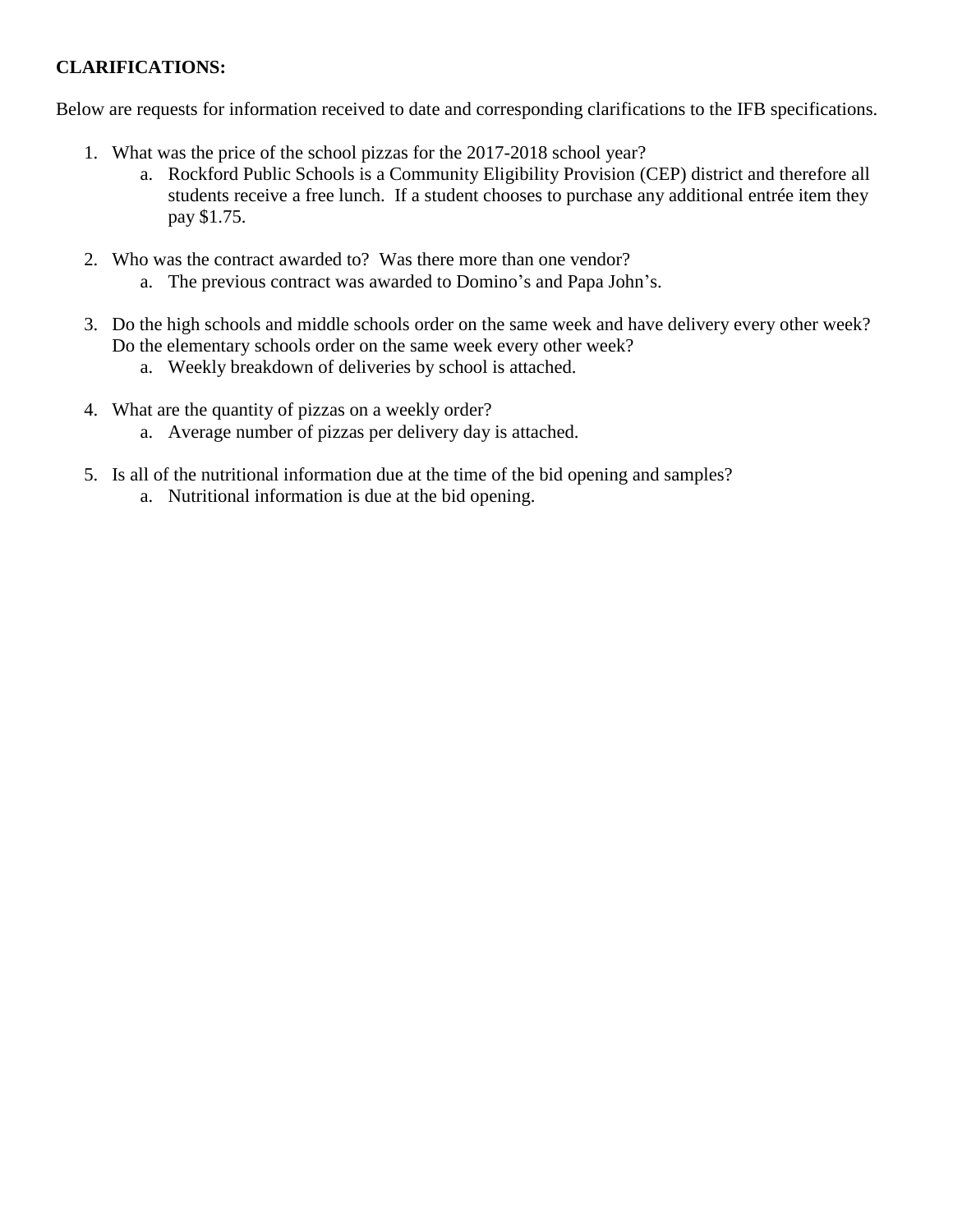**CLARIFICATIONS:**

Below are requests for information received to date and corresponding clarifications to the IFB specifications.

1. What was the price of the school pizzas for the 2017-2018 school year?
   a. Rockford Public Schools is a Community Eligibility Provision (CEP) district and therefore all students receive a free lunch. If a student chooses to purchase any additional entrée item they pay $1.75.

2. Who was the contract awarded to? Was there more than one vendor?
   a. The previous contract was awarded to Domino's and Papa John's.

3. Do the high schools and middle schools order on the same week and have delivery every other week? Do the elementary schools order on the same week every other week?
   a. Weekly breakdown of deliveries by school is attached.

4. What are the quantity of pizzas on a weekly order?
   a. Average number of pizzas per delivery day is attached.

5. Is all of the nutritional information due at the time of the bid opening and samples?
   a. Nutritional information is due at the bid opening.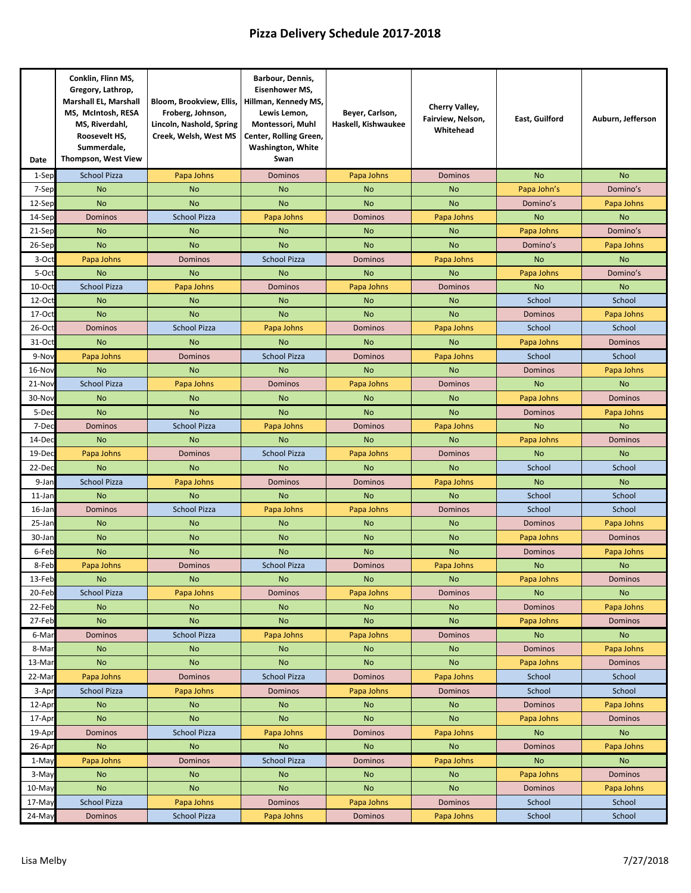# Pizza Delivery Schedule 2017-2018

| Date | Conklin, Flinn MS, Gregory, Lathrop, Marshall EL, Marshall MS, McIntosh, RESA MS, Riverdahl, Roosevelt HS, Summerdale, Thompson, West View | Bloom, Brookview, Ellis, Froberg, Johnson, Lincoln, Nashold, Spring Creek, Welsh, West MS | Barbour, Dennis, Eisenhower MS, Hillman, Kennedy MS, Lewis Lemon, Montessori, Muhl Center, Rolling Green, Washington, White Swan | Beyer, Carlson, Haskell, Kishwaukee | Cherry Valley, Fairview, Nelson, Whitehead | East, Guilford | Auburn, Jefferson |
|---|---|---|---|---|---|---|---|
| 1-Sep | School Pizza | Papa Johns | Dominos | Papa Johns | Dominos | No | No |
| 7-Sep | No | No | No | No | No | Papa John’s | Domino’s |
| 12-Sep | No | No | No | No | No | Domino’s | Papa Johns |
| 14-Sep | Dominos | School Pizza | Papa Johns | Dominos | Papa Johns | No | No |
| 21-Sep | No | No | No | No | No | Papa Johns | Domino’s |
| 26-Sep | No | No | No | No | No | Domino’s | Papa Johns |
| 3-Oct | Papa Johns | Dominos | School Pizza | Dominos | Papa Johns | No | No |
| 5-Oct | No | No | No | No | No | Papa Johns | Domino’s |
| 10-Oct | School Pizza | Papa Johns | Dominos | Papa Johns | Dominos | No | No |
| 12-Oct | No | No | No | No | No | School | School |
| 17-Oct | No | No | No | No | No | Dominos | Papa Johns |
| 26-Oct | Dominos | School Pizza | Papa Johns | Dominos | Papa Johns | School | School |
| 31-Oct | No | No | No | No | No | Papa Johns | Dominos |
| 9-Nov | Papa Johns | Dominos | School Pizza | Dominos | Papa Johns | School | School |
| 16-Nov | No | No | No | No | No | Dominos | Papa Johns |
| 21-Nov | School Pizza | Papa Johns | Dominos | Papa Johns | Dominos | No | No |
| 30-Nov | No | No | No | No | No | Papa Johns | Dominos |
| 5-Dec | No | No | No | No | No | Dominos | Papa Johns |
| 7-Dec | Dominos | School Pizza | Papa Johns | Dominos | Papa Johns | No | No |
| 14-Dec | No | No | No | No | No | Papa Johns | Dominos |
| 19-Dec | Papa Johns | Dominos | School Pizza | Papa Johns | Dominos | No | No |
| 22-Dec | No | No | No | No | No | School | School |
| 9-Jan | School Pizza | Papa Johns | Dominos | Dominos | Papa Johns | No | No |
| 11-Jan | No | No | No | No | No | School | School |
| 16-Jan | Dominos | School Pizza | Papa Johns | Papa Johns | Dominos | School | School |
| 25-Jan | No | No | No | No | No | Dominos | Papa Johns |
| 30-Jan | No | No | No | No | No | Papa Johns | Dominos |
| 6-Feb | No | No | No | No | No | Dominos | Papa Johns |
| 8-Feb | Papa Johns | Dominos | School Pizza | Dominos | Papa Johns | No | No |
| 13-Feb | No | No | No | No | No | Papa Johns | Dominos |
| 20-Feb | School Pizza | Papa Johns | Dominos | Papa Johns | Dominos | No | No |
| 22-Feb | No | No | No | No | No | Dominos | Papa Johns |
| 27-Feb | No | No | No | No | No | Papa Johns | Dominos |
| 6-Mar | Dominos | School Pizza | Papa Johns | Papa Johns | Dominos | No | No |
| 8-Mar | No | No | No | No | No | Dominos | Papa Johns |
| 13-Mar | No | No | No | No | No | Papa Johns | Dominos |
| 22-Mar | Papa Johns | Dominos | School Pizza | Dominos | Papa Johns | School | School |
| 3-Apr | School Pizza | Papa Johns | Dominos | Papa Johns | Dominos | School | School |
| 12-Apr | No | No | No | No | No | Dominos | Papa Johns |
| 17-Apr | No | No | No | No | No | Papa Johns | Dominos |
| 19-Apr | Dominos | School Pizza | Papa Johns | Dominos | Papa Johns | No | No |
| 26-Apr | No | No | No | No | No | Dominos | Papa Johns |
| 1-May | Papa Johns | Dominos | School Pizza | Dominos | Papa Johns | No | No |
| 3-May | No | No | No | No | No | Papa Johns | Dominos |
| 10-May | No | No | No | No | No | Dominos | Papa Johns |
| 17-May | School Pizza | Papa Johns | Dominos | Papa Johns | Dominos | School | School |
| 24-May | Dominos | School Pizza | Papa Johns | Dominos | Papa Johns | School | School |

Lisa Melby 7/27/2018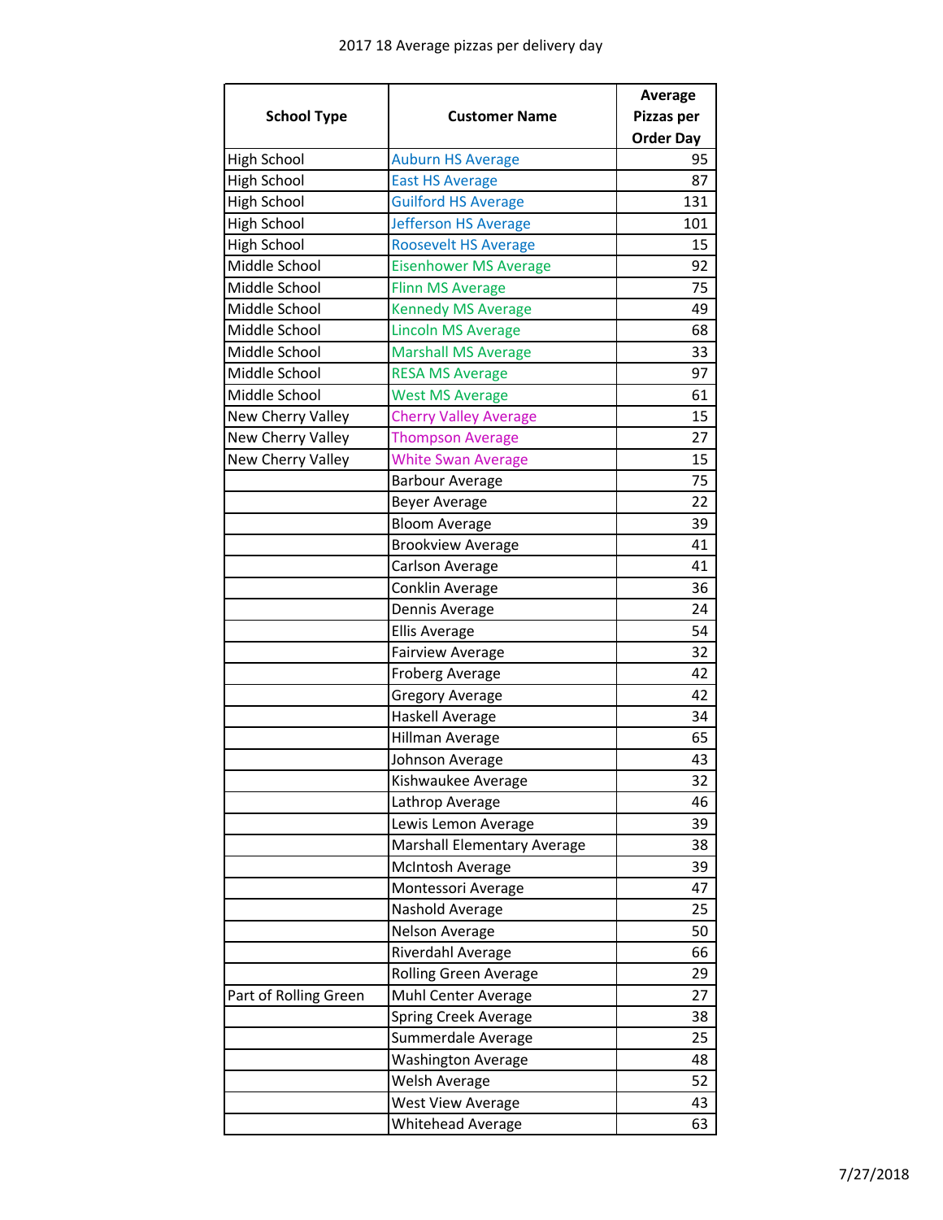2017 18 Average pizzas per delivery day

| School Type | Customer Name | Average Pizzas per Order Day |
|---|---|---|
| High School | Auburn HS Average | 95 |
| High School | East HS Average | 87 |
| High School | Guilford HS Average | 131 |
| High School | Jefferson HS Average | 101 |
| High School | Roosevelt HS Average | 15 |
| Middle School | Eisenhower MS Average | 92 |
| Middle School | Flinn MS Average | 75 |
| Middle School | Kennedy MS Average | 49 |
| Middle School | Lincoln MS Average | 68 |
| Middle School | Marshall MS Average | 33 |
| Middle School | RESA MS Average | 97 |
| Middle School | West MS Average | 61 |
| New Cherry Valley | Cherry Valley Average | 15 |
| New Cherry Valley | Thompson Average | 27 |
| New Cherry Valley | White Swan Average | 15 |
| | Barbour Average | 75 |
| | Beyer Average | 22 |
| | Bloom Average | 39 |
| | Brookview Average | 41 |
| | Carlson Average | 41 |
| | Conklin Average | 36 |
| | Dennis Average | 24 |
| | Ellis Average | 54 |
| | Fairview Average | 32 |
| | Froberg Average | 42 |
| | Gregory Average | 42 |
| | Haskell Average | 34 |
| | Hillman Average | 65 |
| | Johnson Average | 43 |
| | Kishwaukee Average | 32 |
| | Lathrop Average | 46 |
| | Lewis Lemon Average | 39 |
| | Marshall Elementary Average | 38 |
| | McIntosh Average | 39 |
| | Montessori Average | 47 |
| | Nashold Average | 25 |
| | Nelson Average | 50 |
| | Riverdahl Average | 66 |
| | Rolling Green Average | 29 |
| Part of Rolling Green | Muhl Center Average | 27 |
| | Spring Creek Average | 38 |
| | Summerdale Average | 25 |
| | Washington Average | 48 |
| | Welsh Average | 52 |
| | West View Average | 43 |
| | Whitehead Average | 63 |

7/27/2018